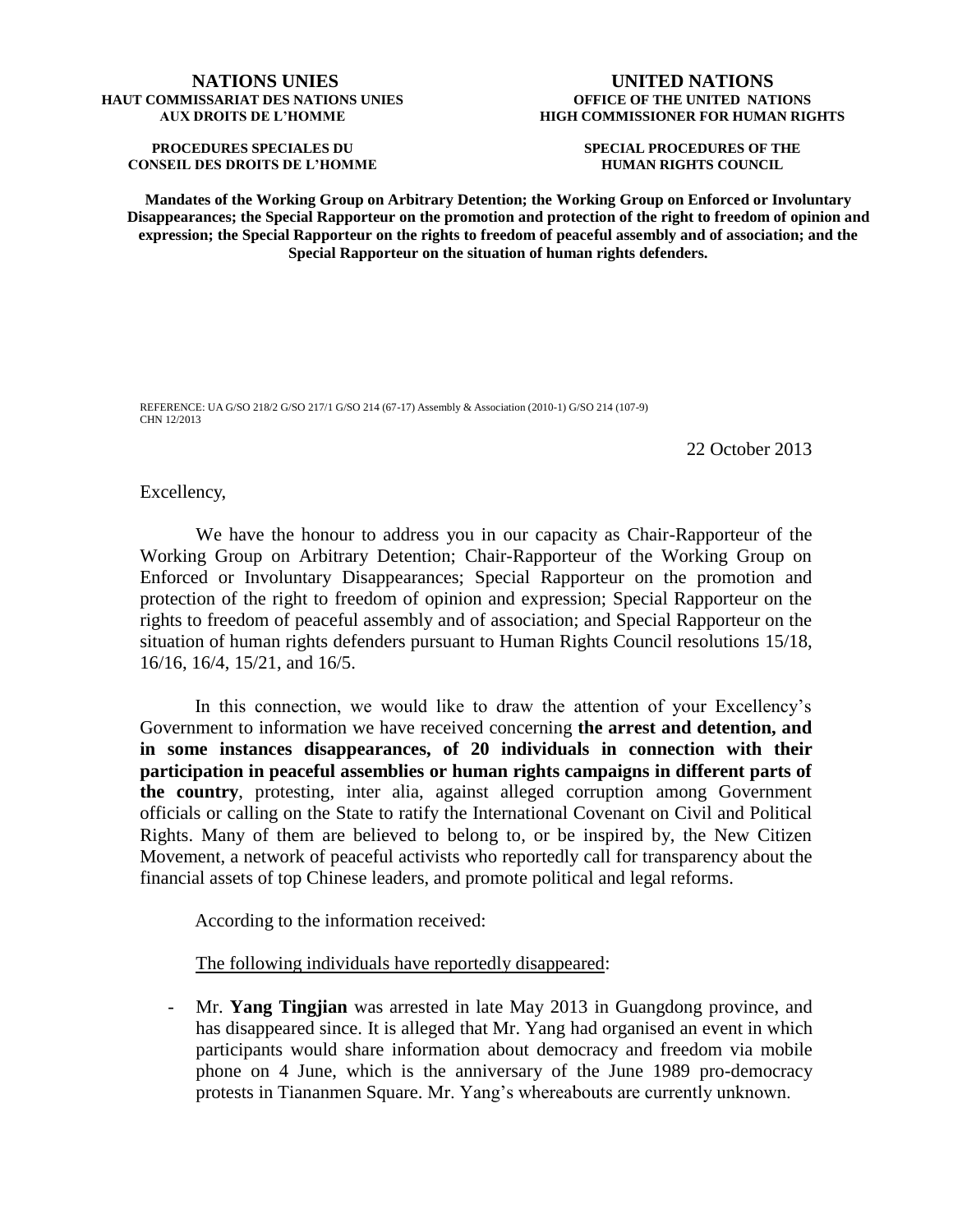**NATIONS UNIES**
**HAUT COMMISSARIAT DES NATIONS UNIES AUX DROITS DE L'HOMME**

**PROCEDURES SPECIALES DU CONSEIL DES DROITS DE L'HOMME**

**UNITED NATIONS**
**OFFICE OF THE UNITED NATIONS HIGH COMMISSIONER FOR HUMAN RIGHTS**

**SPECIAL PROCEDURES OF THE HUMAN RIGHTS COUNCIL**

**Mandates of the Working Group on Arbitrary Detention; the Working Group on Enforced or Involuntary Disappearances; the Special Rapporteur on the promotion and protection of the right to freedom of opinion and expression; the Special Rapporteur on the rights to freedom of peaceful assembly and of association; and the Special Rapporteur on the situation of human rights defenders.**

REFERENCE: UA G/SO 218/2 G/SO 217/1 G/SO 214 (67-17) Assembly & Association (2010-1) G/SO 214 (107-9)
CHN 12/2013

22 October 2013

Excellency,

We have the honour to address you in our capacity as Chair-Rapporteur of the Working Group on Arbitrary Detention; Chair-Rapporteur of the Working Group on Enforced or Involuntary Disappearances; Special Rapporteur on the promotion and protection of the right to freedom of opinion and expression; Special Rapporteur on the rights to freedom of peaceful assembly and of association; and Special Rapporteur on the situation of human rights defenders pursuant to Human Rights Council resolutions 15/18, 16/16, 16/4, 15/21, and 16/5.

In this connection, we would like to draw the attention of your Excellency's Government to information we have received concerning **the arrest and detention, and in some instances disappearances, of 20 individuals in connection with their participation in peaceful assemblies or human rights campaigns in different parts of the country**, protesting, inter alia, against alleged corruption among Government officials or calling on the State to ratify the International Covenant on Civil and Political Rights. Many of them are believed to belong to, or be inspired by, the New Citizen Movement, a network of peaceful activists who reportedly call for transparency about the financial assets of top Chinese leaders, and promote political and legal reforms.

According to the information received:

<u>The following individuals have reportedly disappeared</u>:

- Mr. **Yang Tingjian** was arrested in late May 2013 in Guangdong province, and has disappeared since. It is alleged that Mr. Yang had organised an event in which participants would share information about democracy and freedom via mobile phone on 4 June, which is the anniversary of the June 1989 pro-democracy protests in Tiananmen Square. Mr. Yang's whereabouts are currently unknown.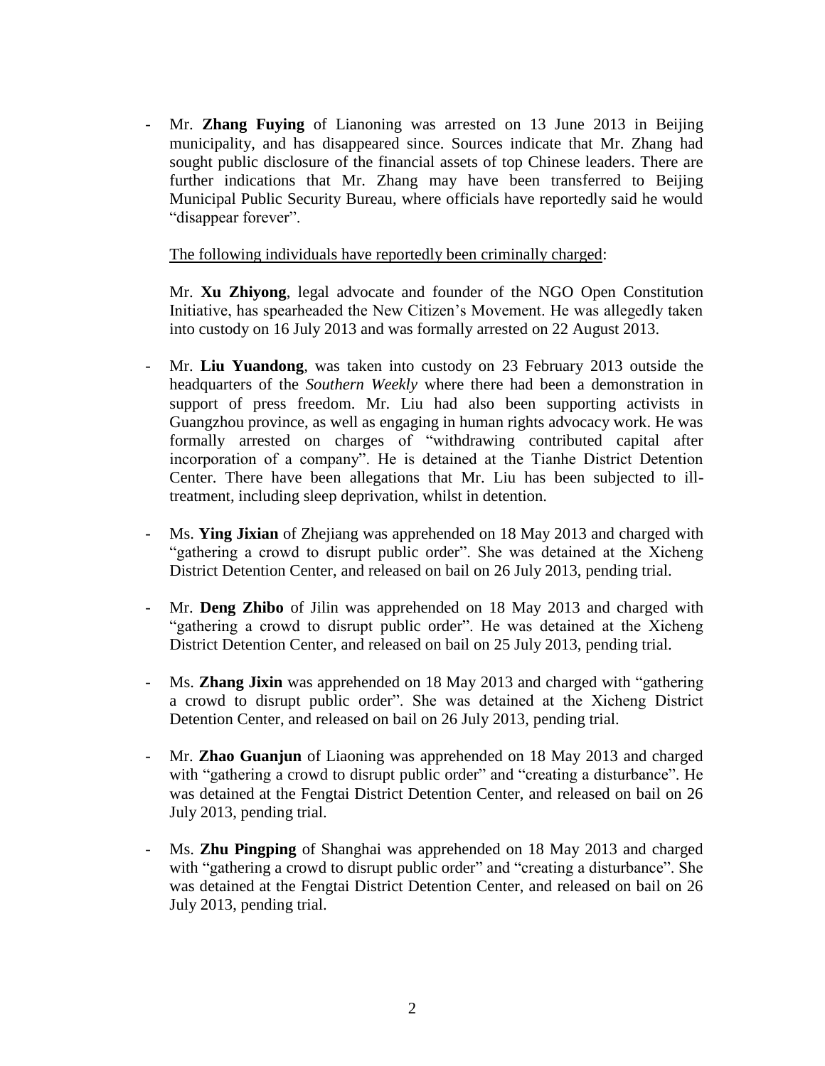- Mr. **Zhang Fuying** of Lianoning was arrested on 13 June 2013 in Beijing municipality, and has disappeared since. Sources indicate that Mr. Zhang had sought public disclosure of the financial assets of top Chinese leaders. There are further indications that Mr. Zhang may have been transferred to Beijing Municipal Public Security Bureau, where officials have reportedly said he would "disappear forever".

<u>The following individuals have reportedly been criminally charged</u>:

Mr. **Xu Zhiyong**, legal advocate and founder of the NGO Open Constitution Initiative, has spearheaded the New Citizen's Movement. He was allegedly taken into custody on 16 July 2013 and was formally arrested on 22 August 2013.

- Mr. **Liu Yuandong**, was taken into custody on 23 February 2013 outside the headquarters of the *Southern Weekly* where there had been a demonstration in support of press freedom. Mr. Liu had also been supporting activists in Guangzhou province, as well as engaging in human rights advocacy work. He was formally arrested on charges of "withdrawing contributed capital after incorporation of a company". He is detained at the Tianhe District Detention Center. There have been allegations that Mr. Liu has been subjected to ill-treatment, including sleep deprivation, whilst in detention.

- Ms. **Ying Jixian** of Zhejiang was apprehended on 18 May 2013 and charged with "gathering a crowd to disrupt public order". She was detained at the Xicheng District Detention Center, and released on bail on 26 July 2013, pending trial.

- Mr. **Deng Zhibo** of Jilin was apprehended on 18 May 2013 and charged with "gathering a crowd to disrupt public order". He was detained at the Xicheng District Detention Center, and released on bail on 25 July 2013, pending trial.

- Ms. **Zhang Jixin** was apprehended on 18 May 2013 and charged with "gathering a crowd to disrupt public order". She was detained at the Xicheng District Detention Center, and released on bail on 26 July 2013, pending trial.

- Mr. **Zhao Guanjun** of Liaoning was apprehended on 18 May 2013 and charged with "gathering a crowd to disrupt public order" and "creating a disturbance". He was detained at the Fengtai District Detention Center, and released on bail on 26 July 2013, pending trial.

- Ms. **Zhu Pingping** of Shanghai was apprehended on 18 May 2013 and charged with "gathering a crowd to disrupt public order" and "creating a disturbance". She was detained at the Fengtai District Detention Center, and released on bail on 26 July 2013, pending trial.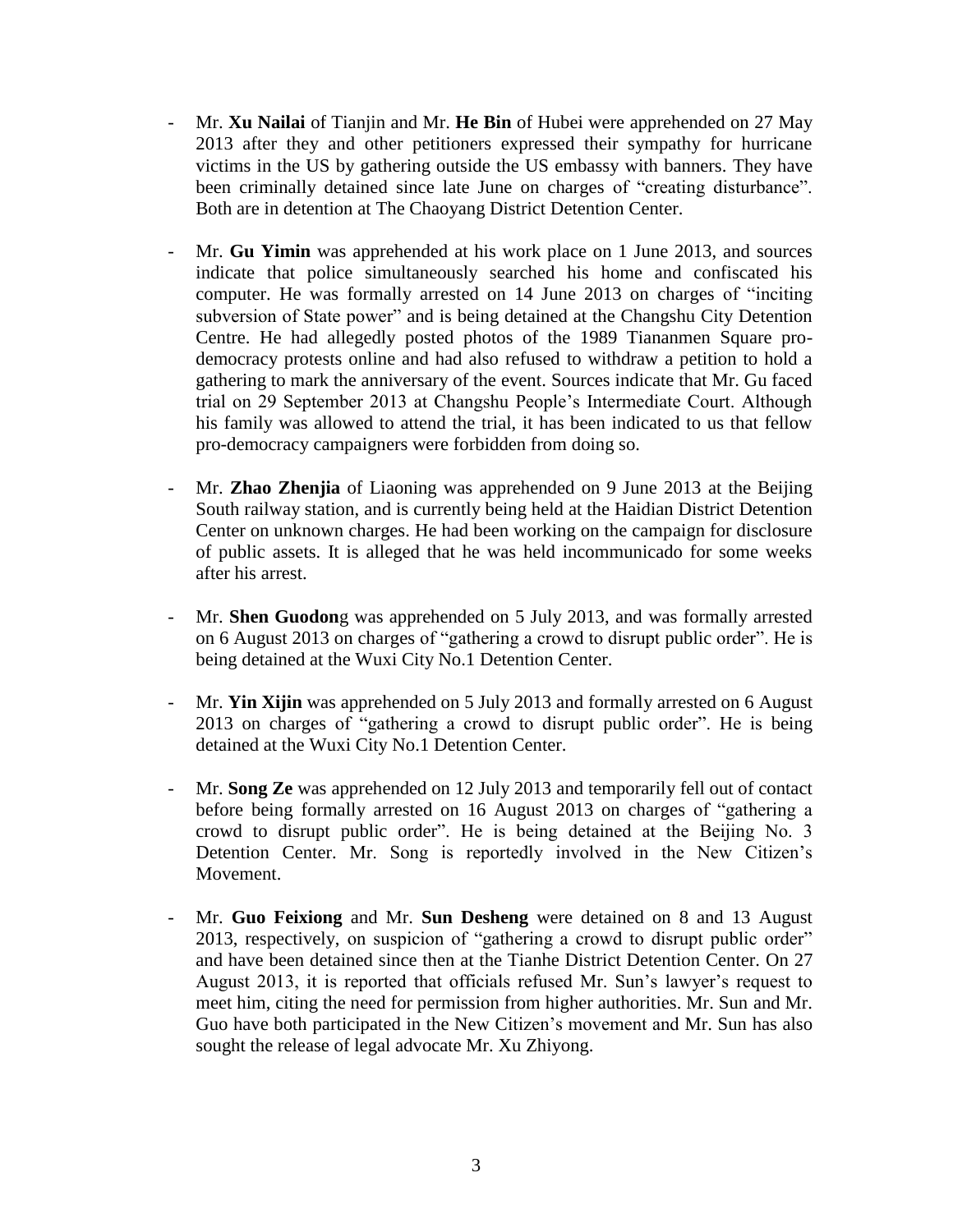- Mr. **Xu Nailai** of Tianjin and Mr. **He Bin** of Hubei were apprehended on 27 May 2013 after they and other petitioners expressed their sympathy for hurricane victims in the US by gathering outside the US embassy with banners. They have been criminally detained since late June on charges of "creating disturbance". Both are in detention at The Chaoyang District Detention Center.

- Mr. **Gu Yimin** was apprehended at his work place on 1 June 2013, and sources indicate that police simultaneously searched his home and confiscated his computer. He was formally arrested on 14 June 2013 on charges of "inciting subversion of State power" and is being detained at the Changshu City Detention Centre. He had allegedly posted photos of the 1989 Tiananmen Square pro-democracy protests online and had also refused to withdraw a petition to hold a gathering to mark the anniversary of the event. Sources indicate that Mr. Gu faced trial on 29 September 2013 at Changshu People's Intermediate Court. Although his family was allowed to attend the trial, it has been indicated to us that fellow pro-democracy campaigners were forbidden from doing so.

- Mr. **Zhao Zhenjia** of Liaoning was apprehended on 9 June 2013 at the Beijing South railway station, and is currently being held at the Haidian District Detention Center on unknown charges. He had been working on the campaign for disclosure of public assets. It is alleged that he was held incommunicado for some weeks after his arrest.

- Mr. **Shen Guodon**g was apprehended on 5 July 2013, and was formally arrested on 6 August 2013 on charges of "gathering a crowd to disrupt public order". He is being detained at the Wuxi City No.1 Detention Center.

- Mr. **Yin Xijin** was apprehended on 5 July 2013 and formally arrested on 6 August 2013 on charges of "gathering a crowd to disrupt public order". He is being detained at the Wuxi City No.1 Detention Center.

- Mr. **Song Ze** was apprehended on 12 July 2013 and temporarily fell out of contact before being formally arrested on 16 August 2013 on charges of "gathering a crowd to disrupt public order". He is being detained at the Beijing No. 3 Detention Center. Mr. Song is reportedly involved in the New Citizen's Movement.

- Mr. **Guo Feixiong** and Mr. **Sun Desheng** were detained on 8 and 13 August 2013, respectively, on suspicion of "gathering a crowd to disrupt public order" and have been detained since then at the Tianhe District Detention Center. On 27 August 2013, it is reported that officials refused Mr. Sun's lawyer's request to meet him, citing the need for permission from higher authorities. Mr. Sun and Mr. Guo have both participated in the New Citizen's movement and Mr. Sun has also sought the release of legal advocate Mr. Xu Zhiyong.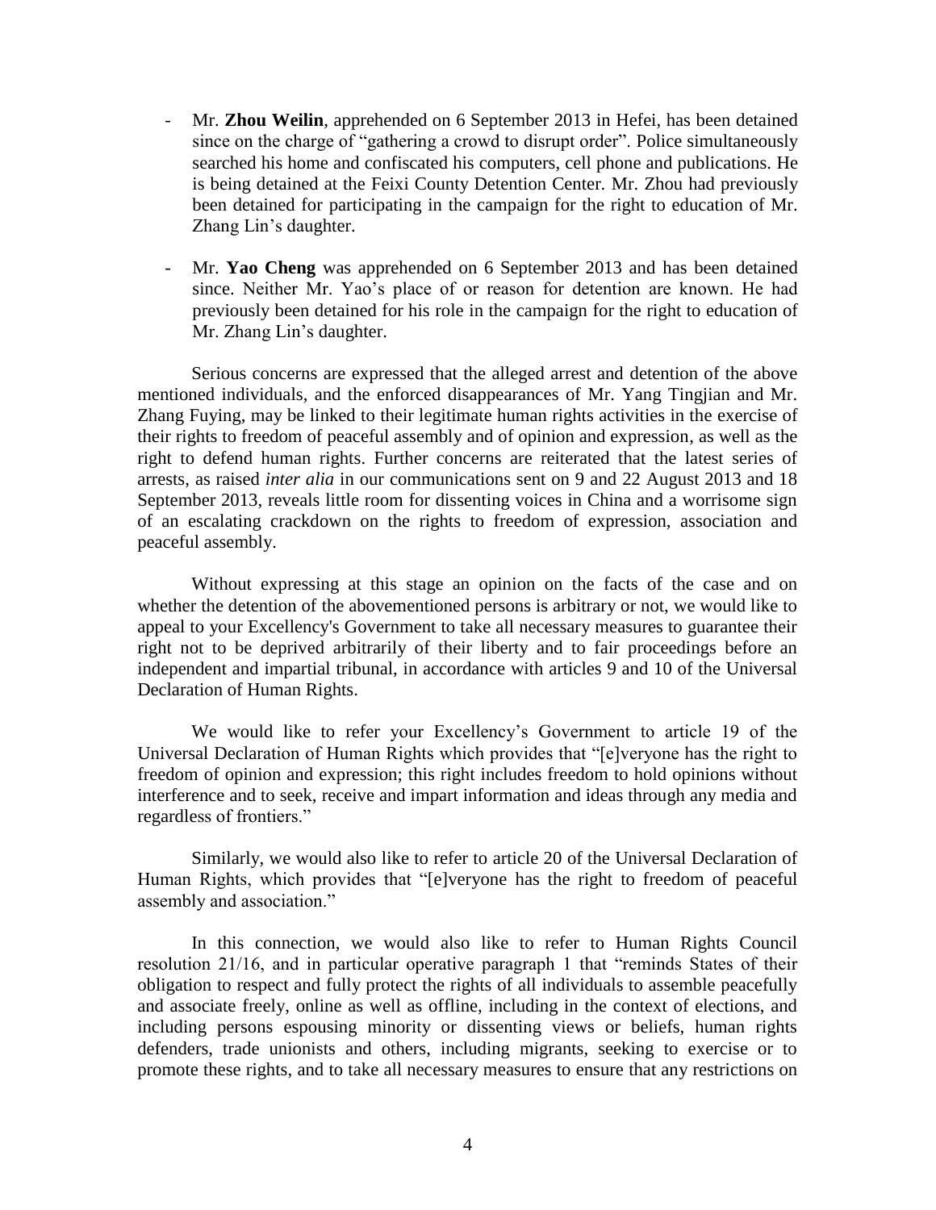- Mr. **Zhou Weilin**, apprehended on 6 September 2013 in Hefei, has been detained since on the charge of "gathering a crowd to disrupt order". Police simultaneously searched his home and confiscated his computers, cell phone and publications. He is being detained at the Feixi County Detention Center. Mr. Zhou had previously been detained for participating in the campaign for the right to education of Mr. Zhang Lin's daughter.

- Mr. **Yao Cheng** was apprehended on 6 September 2013 and has been detained since. Neither Mr. Yao's place of or reason for detention are known. He had previously been detained for his role in the campaign for the right to education of Mr. Zhang Lin's daughter.

Serious concerns are expressed that the alleged arrest and detention of the above mentioned individuals, and the enforced disappearances of Mr. Yang Tingjian and Mr. Zhang Fuying, may be linked to their legitimate human rights activities in the exercise of their rights to freedom of peaceful assembly and of opinion and expression, as well as the right to defend human rights. Further concerns are reiterated that the latest series of arrests, as raised *inter alia* in our communications sent on 9 and 22 August 2013 and 18 September 2013, reveals little room for dissenting voices in China and a worrisome sign of an escalating crackdown on the rights to freedom of expression, association and peaceful assembly.

Without expressing at this stage an opinion on the facts of the case and on whether the detention of the abovementioned persons is arbitrary or not, we would like to appeal to your Excellency's Government to take all necessary measures to guarantee their right not to be deprived arbitrarily of their liberty and to fair proceedings before an independent and impartial tribunal, in accordance with articles 9 and 10 of the Universal Declaration of Human Rights.

We would like to refer your Excellency's Government to article 19 of the Universal Declaration of Human Rights which provides that "[e]veryone has the right to freedom of opinion and expression; this right includes freedom to hold opinions without interference and to seek, receive and impart information and ideas through any media and regardless of frontiers."

Similarly, we would also like to refer to article 20 of the Universal Declaration of Human Rights, which provides that "[e]veryone has the right to freedom of peaceful assembly and association."

In this connection, we would also like to refer to Human Rights Council resolution 21/16, and in particular operative paragraph 1 that "reminds States of their obligation to respect and fully protect the rights of all individuals to assemble peacefully and associate freely, online as well as offline, including in the context of elections, and including persons espousing minority or dissenting views or beliefs, human rights defenders, trade unionists and others, including migrants, seeking to exercise or to promote these rights, and to take all necessary measures to ensure that any restrictions on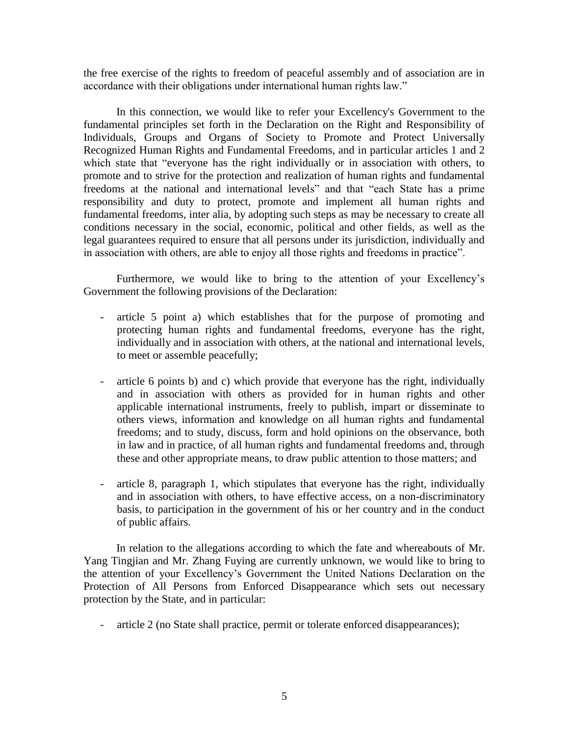the free exercise of the rights to freedom of peaceful assembly and of association are in accordance with their obligations under international human rights law."

In this connection, we would like to refer your Excellency's Government to the fundamental principles set forth in the Declaration on the Right and Responsibility of Individuals, Groups and Organs of Society to Promote and Protect Universally Recognized Human Rights and Fundamental Freedoms, and in particular articles 1 and 2 which state that "everyone has the right individually or in association with others, to promote and to strive for the protection and realization of human rights and fundamental freedoms at the national and international levels" and that "each State has a prime responsibility and duty to protect, promote and implement all human rights and fundamental freedoms, inter alia, by adopting such steps as may be necessary to create all conditions necessary in the social, economic, political and other fields, as well as the legal guarantees required to ensure that all persons under its jurisdiction, individually and in association with others, are able to enjoy all those rights and freedoms in practice".

Furthermore, we would like to bring to the attention of your Excellency's Government the following provisions of the Declaration:

- article 5 point a) which establishes that for the purpose of promoting and protecting human rights and fundamental freedoms, everyone has the right, individually and in association with others, at the national and international levels, to meet or assemble peacefully;

- article 6 points b) and c) which provide that everyone has the right, individually and in association with others as provided for in human rights and other applicable international instruments, freely to publish, impart or disseminate to others views, information and knowledge on all human rights and fundamental freedoms; and to study, discuss, form and hold opinions on the observance, both in law and in practice, of all human rights and fundamental freedoms and, through these and other appropriate means, to draw public attention to those matters; and

- article 8, paragraph 1, which stipulates that everyone has the right, individually and in association with others, to have effective access, on a non-discriminatory basis, to participation in the government of his or her country and in the conduct of public affairs.

In relation to the allegations according to which the fate and whereabouts of Mr. Yang Tingjian and Mr. Zhang Fuying are currently unknown, we would like to bring to the attention of your Excellency's Government the United Nations Declaration on the Protection of All Persons from Enforced Disappearance which sets out necessary protection by the State, and in particular:

- article 2 (no State shall practice, permit or tolerate enforced disappearances);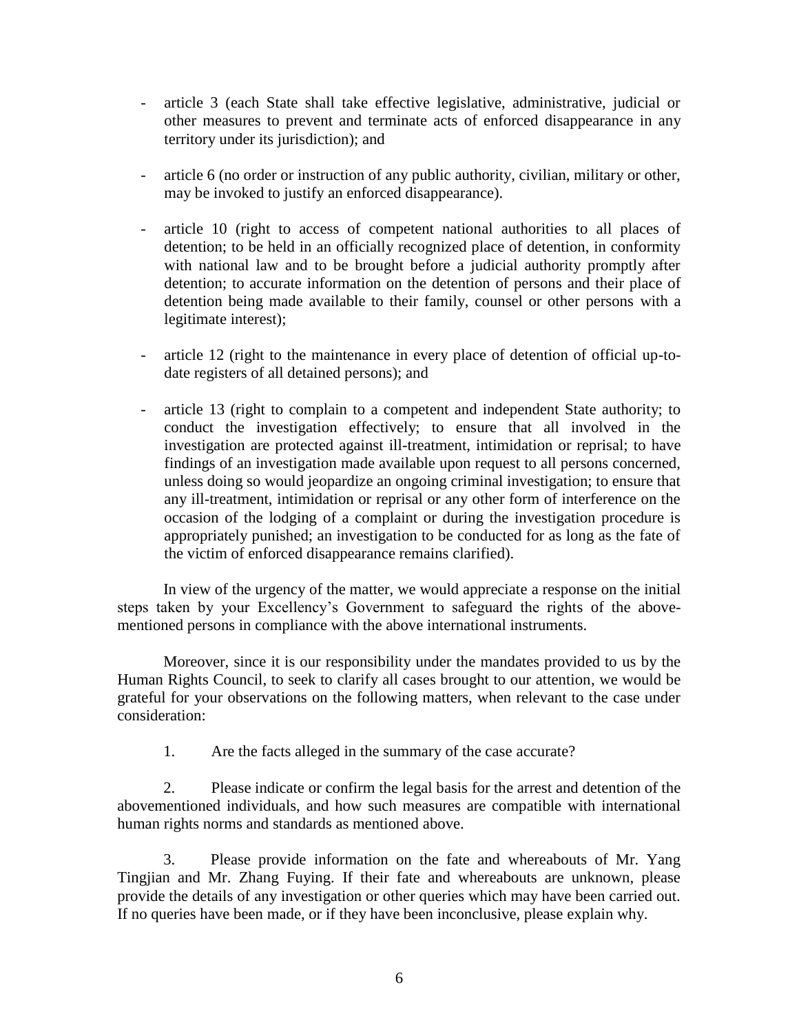- article 3 (each State shall take effective legislative, administrative, judicial or other measures to prevent and terminate acts of enforced disappearance in any territory under its jurisdiction); and

- article 6 (no order or instruction of any public authority, civilian, military or other, may be invoked to justify an enforced disappearance).

- article 10 (right to access of competent national authorities to all places of detention; to be held in an officially recognized place of detention, in conformity with national law and to be brought before a judicial authority promptly after detention; to accurate information on the detention of persons and their place of detention being made available to their family, counsel or other persons with a legitimate interest);

- article 12 (right to the maintenance in every place of detention of official up-to-date registers of all detained persons); and

- article 13 (right to complain to a competent and independent State authority; to conduct the investigation effectively; to ensure that all involved in the investigation are protected against ill-treatment, intimidation or reprisal; to have findings of an investigation made available upon request to all persons concerned, unless doing so would jeopardize an ongoing criminal investigation; to ensure that any ill-treatment, intimidation or reprisal or any other form of interference on the occasion of the lodging of a complaint or during the investigation procedure is appropriately punished; an investigation to be conducted for as long as the fate of the victim of enforced disappearance remains clarified).

In view of the urgency of the matter, we would appreciate a response on the initial steps taken by your Excellency's Government to safeguard the rights of the above-mentioned persons in compliance with the above international instruments.

Moreover, since it is our responsibility under the mandates provided to us by the Human Rights Council, to seek to clarify all cases brought to our attention, we would be grateful for your observations on the following matters, when relevant to the case under consideration:

1. Are the facts alleged in the summary of the case accurate?

2. Please indicate or confirm the legal basis for the arrest and detention of the abovementioned individuals, and how such measures are compatible with international human rights norms and standards as mentioned above.

3. Please provide information on the fate and whereabouts of Mr. Yang Tingjian and Mr. Zhang Fuying. If their fate and whereabouts are unknown, please provide the details of any investigation or other queries which may have been carried out. If no queries have been made, or if they have been inconclusive, please explain why.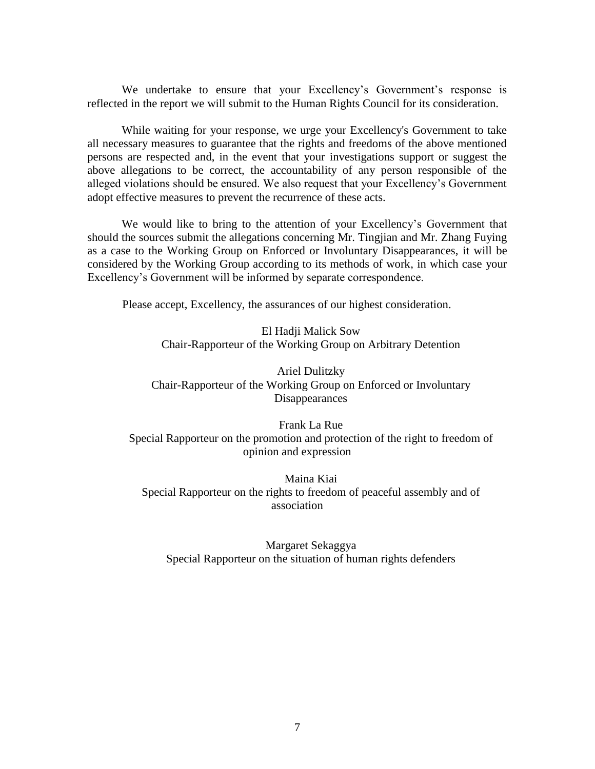We undertake to ensure that your Excellency's Government's response is reflected in the report we will submit to the Human Rights Council for its consideration.

While waiting for your response, we urge your Excellency's Government to take all necessary measures to guarantee that the rights and freedoms of the above mentioned persons are respected and, in the event that your investigations support or suggest the above allegations to be correct, the accountability of any person responsible of the alleged violations should be ensured. We also request that your Excellency's Government adopt effective measures to prevent the recurrence of these acts.

We would like to bring to the attention of your Excellency's Government that should the sources submit the allegations concerning Mr. Tingjian and Mr. Zhang Fuying as a case to the Working Group on Enforced or Involuntary Disappearances, it will be considered by the Working Group according to its methods of work, in which case your Excellency's Government will be informed by separate correspondence.

Please accept, Excellency, the assurances of our highest consideration.

El Hadji Malick Sow
Chair-Rapporteur of the Working Group on Arbitrary Detention

Ariel Dulitzky
Chair-Rapporteur of the Working Group on Enforced or Involuntary Disappearances

Frank La Rue
Special Rapporteur on the promotion and protection of the right to freedom of opinion and expression

Maina Kiai
Special Rapporteur on the rights to freedom of peaceful assembly and of association

Margaret Sekaggya
Special Rapporteur on the situation of human rights defenders